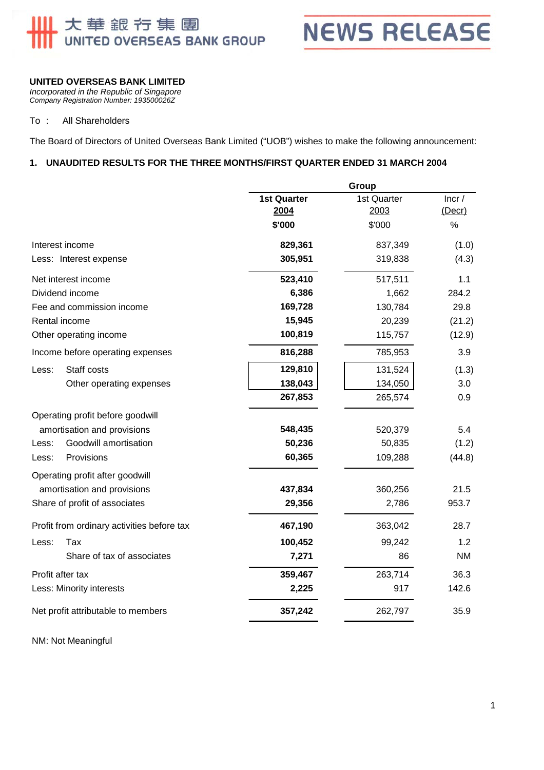大華銀行集團
UNITED OVERSEAS BANK GROUP

NEWS RELEASE

**UNITED OVERSEAS BANK LIMITED**
*Incorporated in the Republic of Singapore*
*Company Registration Number: 193500026Z*

To : All Shareholders

The Board of Directors of United Overseas Bank Limited ("UOB") wishes to make the following announcement:

## 1. UNAUDITED RESULTS FOR THE THREE MONTHS/FIRST QUARTER ENDED 31 MARCH 2004

| | Group | | |
|---|---|---|---|
| | **1st Quarter 2004** | 1st Quarter 2003 | Incr / (Decr) |
| | **$'000** | $'000 | % |
| Interest income | **829,361** | 837,349 | (1.0) |
| Less: Interest expense | **305,951** | 319,838 | (4.3) |
| Net interest income | **523,410** | 517,511 | 1.1 |
| Dividend income | **6,386** | 1,662 | 284.2 |
| Fee and commission income | **169,728** | 130,784 | 29.8 |
| Rental income | **15,945** | 20,239 | (21.2) |
| Other operating income | **100,819** | 115,757 | (12.9) |
| Income before operating expenses | **816,288** | 785,953 | 3.9 |
| Less: Staff costs | **129,810** | 131,524 | (1.3) |
| Other operating expenses | **138,043** | 134,050 | 3.0 |
| | **267,853** | 265,574 | 0.9 |
| Operating profit before goodwill amortisation and provisions | **548,435** | 520,379 | 5.4 |
| Less: Goodwill amortisation | **50,236** | 50,835 | (1.2) |
| Less: Provisions | **60,365** | 109,288 | (44.8) |
| Operating profit after goodwill amortisation and provisions | **437,834** | 360,256 | 21.5 |
| Share of profit of associates | **29,356** | 2,786 | 953.7 |
| Profit from ordinary activities before tax | **467,190** | 363,042 | 28.7 |
| Less: Tax | **100,452** | 99,242 | 1.2 |
| Share of tax of associates | **7,271** | 86 | NM |
| Profit after tax | **359,467** | 263,714 | 36.3 |
| Less: Minority interests | **2,225** | 917 | 142.6 |
| Net profit attributable to members | **357,242** | 262,797 | 35.9 |

NM: Not Meaningful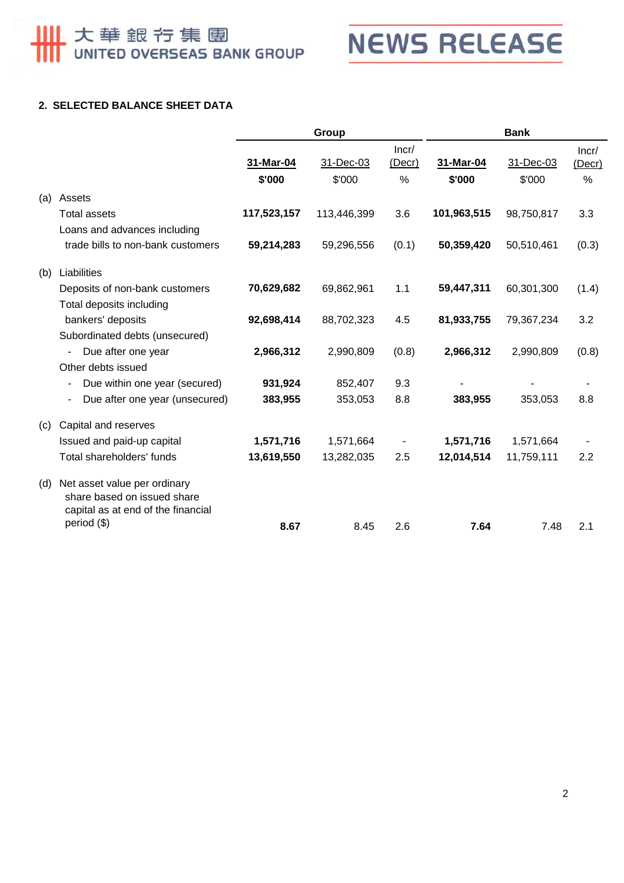## 2. SELECTED BALANCE SHEET DATA

| | Group | | | Bank | | |
|---|---|---|---|---|---|---|
| | **31-Mar-04** | 31-Dec-03 | Incr/ (Decr) | **31-Mar-04** | 31-Dec-03 | Incr/ (Decr) |
| | **$'000** | $'000 | % | **$'000** | $'000 | % |
| (a) Assets | | | | | | |
| Total assets | **117,523,157** | 113,446,399 | 3.6 | **101,963,515** | 98,750,817 | 3.3 |
| Loans and advances including trade bills to non-bank customers | **59,214,283** | 59,296,556 | (0.1) | **50,359,420** | 50,510,461 | (0.3) |
| (b) Liabilities | | | | | | |
| Deposits of non-bank customers | **70,629,682** | 69,862,961 | 1.1 | **59,447,311** | 60,301,300 | (1.4) |
| Total deposits including bankers' deposits | **92,698,414** | 88,702,323 | 4.5 | **81,933,755** | 79,367,234 | 3.2 |
| Subordinated debts (unsecured) | | | | | | |
| - Due after one year | **2,966,312** | 2,990,809 | (0.8) | **2,966,312** | 2,990,809 | (0.8) |
| Other debts issued | | | | | | |
| - Due within one year (secured) | **931,924** | 852,407 | 9.3 | - | - | - |
| - Due after one year (unsecured) | **383,955** | 353,053 | 8.8 | **383,955** | 353,053 | 8.8 |
| (c) Capital and reserves | | | | | | |
| Issued and paid-up capital | **1,571,716** | 1,571,664 | - | **1,571,716** | 1,571,664 | - |
| Total shareholders' funds | **13,619,550** | 13,282,035 | 2.5 | **12,014,514** | 11,759,111 | 2.2 |
| (d) Net asset value per ordinary share based on issued share capital as at end of the financial period ($) | **8.67** | 8.45 | 2.6 | **7.64** | 7.48 | 2.1 |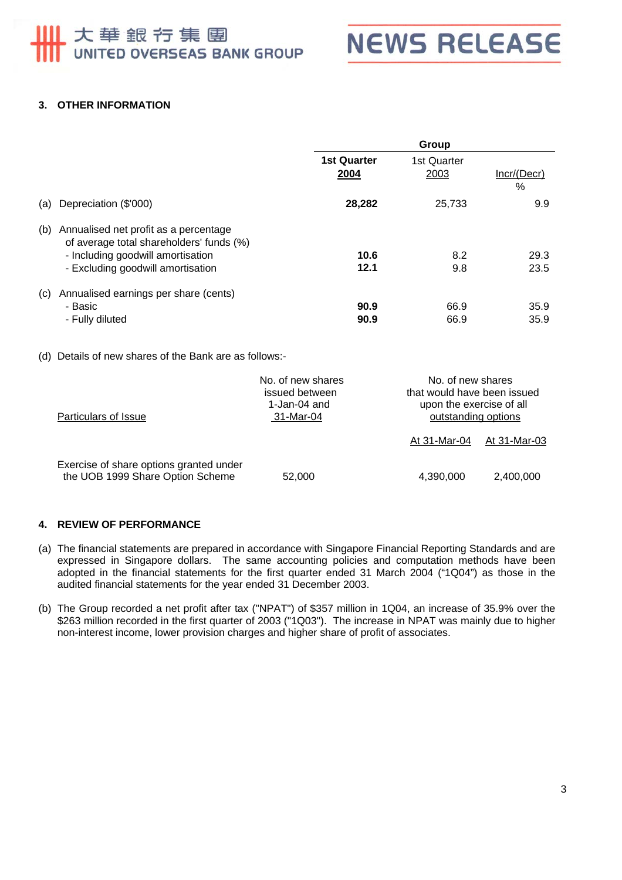## 3. OTHER INFORMATION

| | Group | | |
|---|---|---|---|
| | **1st Quarter 2004** | 1st Quarter 2003 | Incr/(Decr) % |
| (a) Depreciation ($'000) | **28,282** | 25,733 | 9.9 |
| (b) Annualised net profit as a percentage of average total shareholders' funds (%) | | | |
| - Including goodwill amortisation | **10.6** | 8.2 | 29.3 |
| - Excluding goodwill amortisation | **12.1** | 9.8 | 23.5 |
| (c) Annualised earnings per share (cents) | | | |
| - Basic | **90.9** | 66.9 | 35.9 |
| - Fully diluted | **90.9** | 66.9 | 35.9 |

(d) Details of new shares of the Bank are as follows:-

| Particulars of Issue | No. of new shares issued between 1-Jan-04 and 31-Mar-04 | No. of new shares that would have been issued upon the exercise of all outstanding options | |
|---|---|---|---|
| | | At 31-Mar-04 | At 31-Mar-03 |
| Exercise of share options granted under the UOB 1999 Share Option Scheme | 52,000 | 4,390,000 | 2,400,000 |

## 4. REVIEW OF PERFORMANCE

(a) The financial statements are prepared in accordance with Singapore Financial Reporting Standards and are expressed in Singapore dollars. The same accounting policies and computation methods have been adopted in the financial statements for the first quarter ended 31 March 2004 ("1Q04") as those in the audited financial statements for the year ended 31 December 2003.

(b) The Group recorded a net profit after tax ("NPAT") of $357 million in 1Q04, an increase of 35.9% over the $263 million recorded in the first quarter of 2003 ("1Q03"). The increase in NPAT was mainly due to higher non-interest income, lower provision charges and higher share of profit of associates.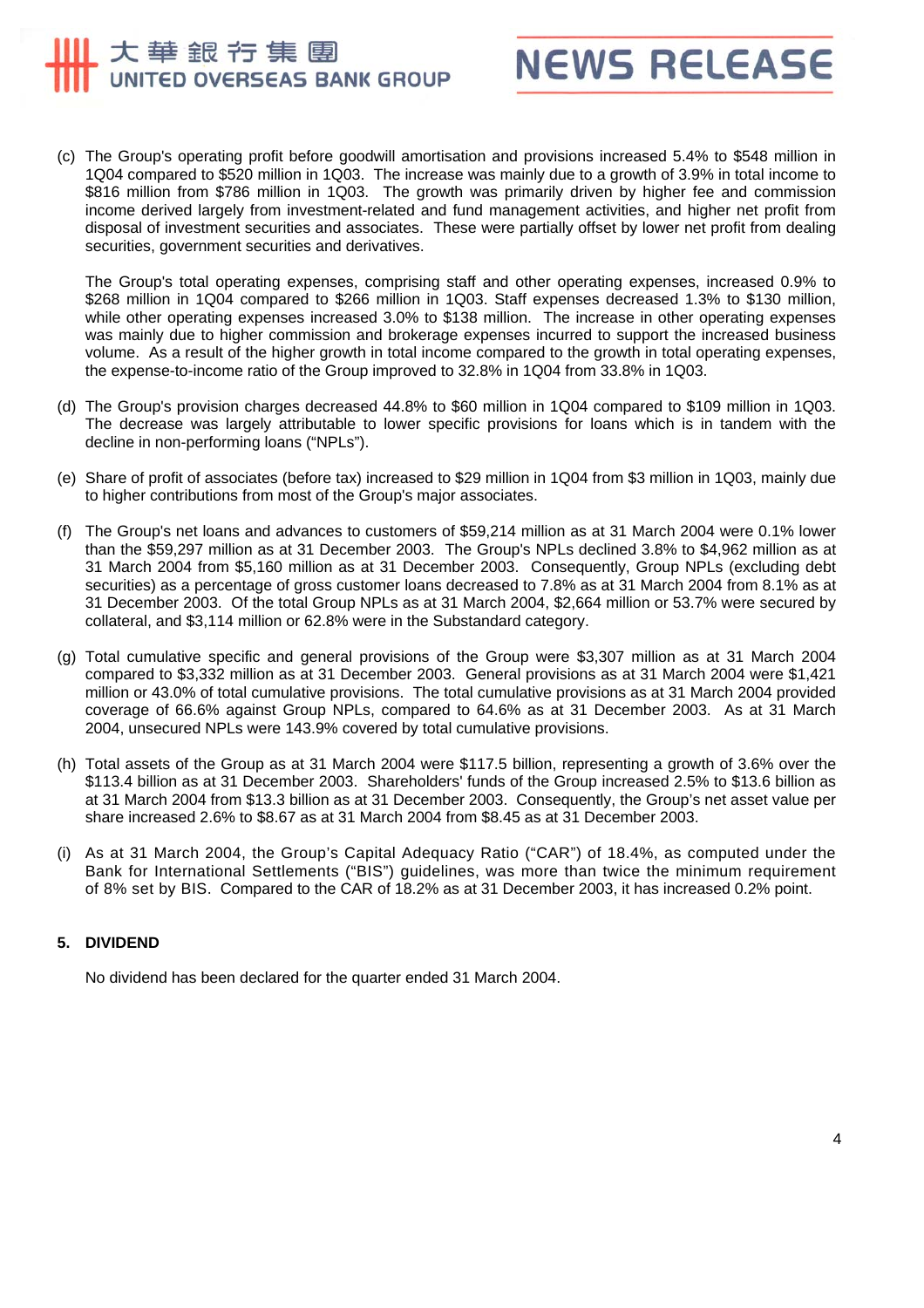(c) The Group's operating profit before goodwill amortisation and provisions increased 5.4% to $548 million in 1Q04 compared to $520 million in 1Q03. The increase was mainly due to a growth of 3.9% in total income to $816 million from $786 million in 1Q03. The growth was primarily driven by higher fee and commission income derived largely from investment-related and fund management activities, and higher net profit from disposal of investment securities and associates. These were partially offset by lower net profit from dealing securities, government securities and derivatives.

The Group's total operating expenses, comprising staff and other operating expenses, increased 0.9% to $268 million in 1Q04 compared to $266 million in 1Q03. Staff expenses decreased 1.3% to $130 million, while other operating expenses increased 3.0% to $138 million. The increase in other operating expenses was mainly due to higher commission and brokerage expenses incurred to support the increased business volume. As a result of the higher growth in total income compared to the growth in total operating expenses, the expense-to-income ratio of the Group improved to 32.8% in 1Q04 from 33.8% in 1Q03.

(d) The Group's provision charges decreased 44.8% to $60 million in 1Q04 compared to $109 million in 1Q03. The decrease was largely attributable to lower specific provisions for loans which is in tandem with the decline in non-performing loans ("NPLs").

(e) Share of profit of associates (before tax) increased to $29 million in 1Q04 from $3 million in 1Q03, mainly due to higher contributions from most of the Group's major associates.

(f) The Group's net loans and advances to customers of $59,214 million as at 31 March 2004 were 0.1% lower than the $59,297 million as at 31 December 2003. The Group's NPLs declined 3.8% to $4,962 million as at 31 March 2004 from $5,160 million as at 31 December 2003. Consequently, Group NPLs (excluding debt securities) as a percentage of gross customer loans decreased to 7.8% as at 31 March 2004 from 8.1% as at 31 December 2003. Of the total Group NPLs as at 31 March 2004, $2,664 million or 53.7% were secured by collateral, and $3,114 million or 62.8% were in the Substandard category.

(g) Total cumulative specific and general provisions of the Group were $3,307 million as at 31 March 2004 compared to $3,332 million as at 31 December 2003. General provisions as at 31 March 2004 were $1,421 million or 43.0% of total cumulative provisions. The total cumulative provisions as at 31 March 2004 provided coverage of 66.6% against Group NPLs, compared to 64.6% as at 31 December 2003. As at 31 March 2004, unsecured NPLs were 143.9% covered by total cumulative provisions.

(h) Total assets of the Group as at 31 March 2004 were $117.5 billion, representing a growth of 3.6% over the $113.4 billion as at 31 December 2003. Shareholders' funds of the Group increased 2.5% to $13.6 billion as at 31 March 2004 from $13.3 billion as at 31 December 2003. Consequently, the Group's net asset value per share increased 2.6% to $8.67 as at 31 March 2004 from $8.45 as at 31 December 2003.

(i) As at 31 March 2004, the Group's Capital Adequacy Ratio ("CAR") of 18.4%, as computed under the Bank for International Settlements ("BIS") guidelines, was more than twice the minimum requirement of 8% set by BIS. Compared to the CAR of 18.2% as at 31 December 2003, it has increased 0.2% point.

## 5. DIVIDEND

No dividend has been declared for the quarter ended 31 March 2004.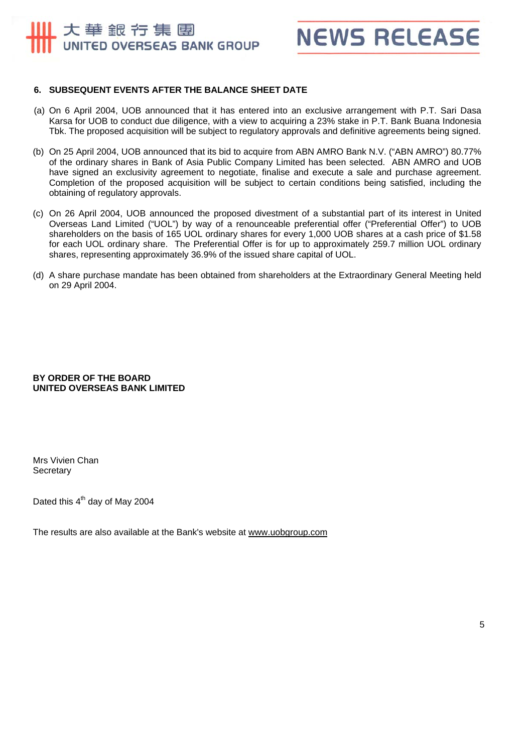### 6. SUBSEQUENT EVENTS AFTER THE BALANCE SHEET DATE

(a) On 6 April 2004, UOB announced that it has entered into an exclusive arrangement with P.T. Sari Dasa Karsa for UOB to conduct due diligence, with a view to acquiring a 23% stake in P.T. Bank Buana Indonesia Tbk. The proposed acquisition will be subject to regulatory approvals and definitive agreements being signed.

(b) On 25 April 2004, UOB announced that its bid to acquire from ABN AMRO Bank N.V. ("ABN AMRO") 80.77% of the ordinary shares in Bank of Asia Public Company Limited has been selected. ABN AMRO and UOB have signed an exclusivity agreement to negotiate, finalise and execute a sale and purchase agreement. Completion of the proposed acquisition will be subject to certain conditions being satisfied, including the obtaining of regulatory approvals.

(c) On 26 April 2004, UOB announced the proposed divestment of a substantial part of its interest in United Overseas Land Limited ("UOL") by way of a renounceable preferential offer ("Preferential Offer") to UOB shareholders on the basis of 165 UOL ordinary shares for every 1,000 UOB shares at a cash price of $1.58 for each UOL ordinary share. The Preferential Offer is for up to approximately 259.7 million UOL ordinary shares, representing approximately 36.9% of the issued share capital of UOL.

(d) A share purchase mandate has been obtained from shareholders at the Extraordinary General Meeting held on 29 April 2004.

**BY ORDER OF THE BOARD**
**UNITED OVERSEAS BANK LIMITED**

Mrs Vivien Chan
Secretary

Dated this 4th day of May 2004

The results are also available at the Bank's website at www.uobgroup.com